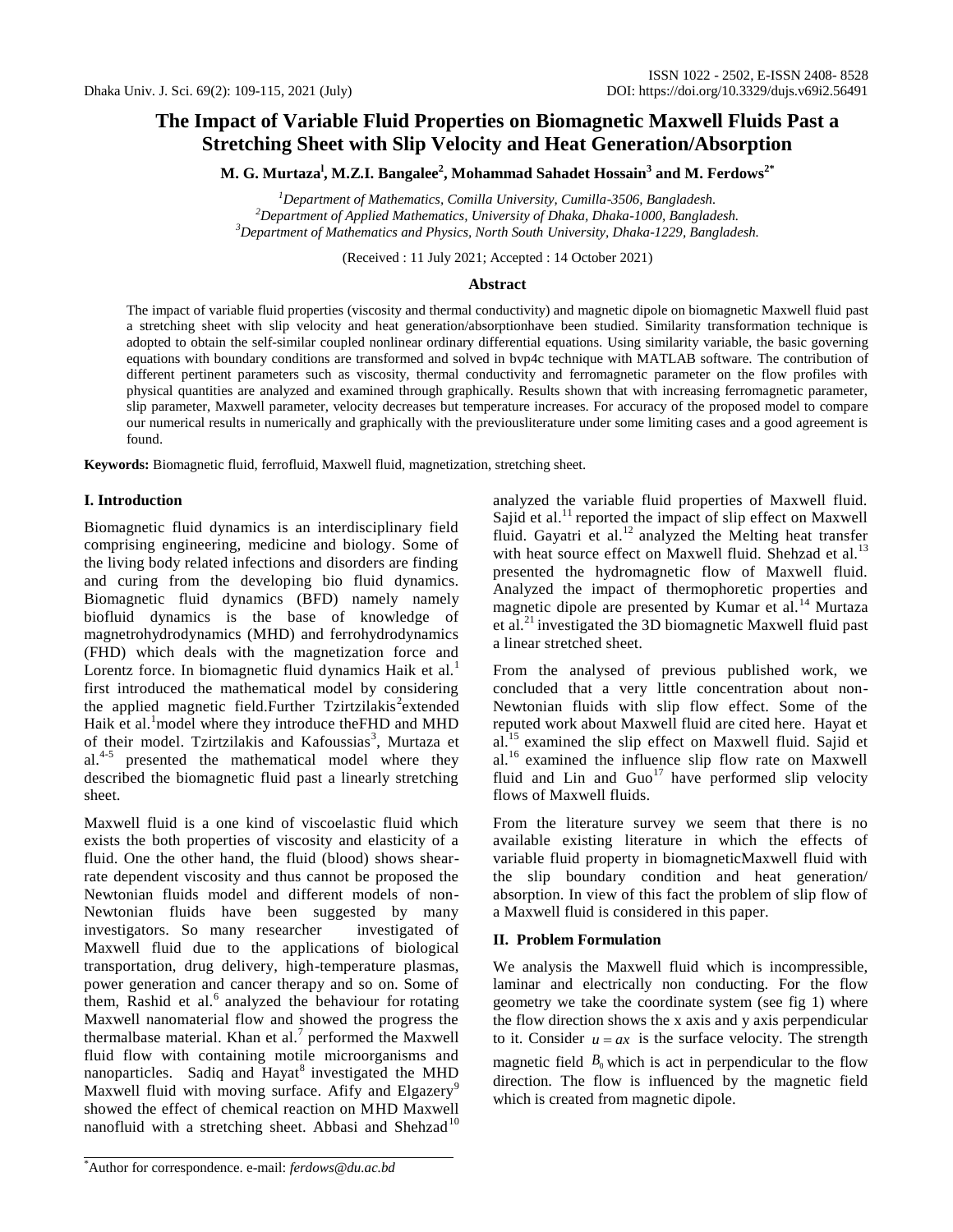# The Impact of Variable Fluid Properties on Biomagnetic Maxwell Fluids Past a Stretching Sheet with Slip Velocity and Heat Generation/Absorption

**M. G. Murtaza[1], M.Z.I. Bangalee[2], Mohammad Sahadet Hossain[3] and M. Ferdows[2*]**

[1]Department of Mathematics, Comilla University, Cumilla-3506, Bangladesh.
[2]Department of Applied Mathematics, University of Dhaka, Dhaka-1000, Bangladesh.
[3]Department of Mathematics and Physics, North South University, Dhaka-1229, Bangladesh.

(Received : 11 July 2021; Accepted : 14 October 2021)

## Abstract

The impact of variable fluid properties (viscosity and thermal conductivity) and magnetic dipole on biomagnetic Maxwell fluid past a stretching sheet with slip velocity and heat generation/absorptionhave been studied. Similarity transformation technique is adopted to obtain the self-similar coupled nonlinear ordinary differential equations. Using similarity variable, the basic governing equations with boundary conditions are transformed and solved in bvp4c technique with MATLAB software. The contribution of different pertinent parameters such as viscosity, thermal conductivity and ferromagnetic parameter on the flow profiles with physical quantities are analyzed and examined through graphically. Results shown that with increasing ferromagnetic parameter, slip parameter, Maxwell parameter, velocity decreases but temperature increases. For accuracy of the proposed model to compare our numerical results in numerically and graphically with the previousliterature under some limiting cases and a good agreement is found.

**Keywords:** Biomagnetic fluid, ferrofluid, Maxwell fluid, magnetization, stretching sheet.

## I. Introduction

Biomagnetic fluid dynamics is an interdisciplinary field comprising engineering, medicine and biology. Some of the living body related infections and disorders are finding and curing from the developing bio fluid dynamics. Biomagnetic fluid dynamics (BFD) namely namely biofluid dynamics is the base of knowledge of magnetrohydrodynamics (MHD) and ferrohydrodynamics (FHD) which deals with the magnetization force and Lorentz force. In biomagnetic fluid dynamics Haik et al.[1] first introduced the mathematical model by considering the applied magnetic field.Further Tzirtzilakis[2]extended Haik et al.[1]model where they introduce theFHD and MHD of their model. Tzirtzilakis and Kafoussias[3], Murtaza et al.[4-5] presented the mathematical model where they described the biomagnetic fluid past a linearly stretching sheet.

Maxwell fluid is a one kind of viscoelastic fluid which exists the both properties of viscosity and elasticity of a fluid. One the other hand, the fluid (blood) shows shear-rate dependent viscosity and thus cannot be proposed the Newtonian fluids model and different models of non-Newtonian fluids have been suggested by many investigators. So many researcher investigated of Maxwell fluid due to the applications of biological transportation, drug delivery, high-temperature plasmas, power generation and cancer therapy and so on. Some of them, Rashid et al.[6] analyzed the behaviour for rotating Maxwell nanomaterial flow and showed the progress the thermalbase material. Khan et al.[7] performed the Maxwell fluid flow with containing motile microorganisms and nanoparticles. Sadiq and Hayat[8] investigated the MHD Maxwell fluid with moving surface. Afify and Elgazery[9] showed the effect of chemical reaction on MHD Maxwell nanofluid with a stretching sheet. Abbasi and Shehzad[10] analyzed the variable fluid properties of Maxwell fluid. Sajid et al.[11] reported the impact of slip effect on Maxwell fluid. Gayatri et al.[12] analyzed the Melting heat transfer with heat source effect on Maxwell fluid. Shehzad et al.[13] presented the hydromagnetic flow of Maxwell fluid. Analyzed the impact of thermophoretic properties and magnetic dipole are presented by Kumar et al.[14] Murtaza et al.[21] investigated the 3D biomagnetic Maxwell fluid past a linear stretched sheet.

From the analysed of previous published work, we concluded that a very little concentration about non-Newtonian fluids with slip flow effect. Some of the reputed work about Maxwell fluid are cited here. Hayat et al.[15] examined the slip effect on Maxwell fluid. Sajid et al.[16] examined the influence slip flow rate on Maxwell fluid and Lin and Guo[17] have performed slip velocity flows of Maxwell fluids.

From the literature survey we seem that there is no available existing literature in which the effects of variable fluid property in biomagneticMaxwell fluid with the slip boundary condition and heat generation/ absorption. In view of this fact the problem of slip flow of a Maxwell fluid is considered in this paper.

## II. Problem Formulation

We analysis the Maxwell fluid which is incompressible, laminar and electrically non conducting. For the flow geometry we take the coordinate system (see fig 1) where the flow direction shows the x axis and y axis perpendicular to it. Consider $u = ax$ is the surface velocity. The strength magnetic field $B_0$ which is act in perpendicular to the flow direction. The flow is influenced by the magnetic field which is created from magnetic dipole.

*Author for correspondence. e-mail: *ferdows@du.ac.bd*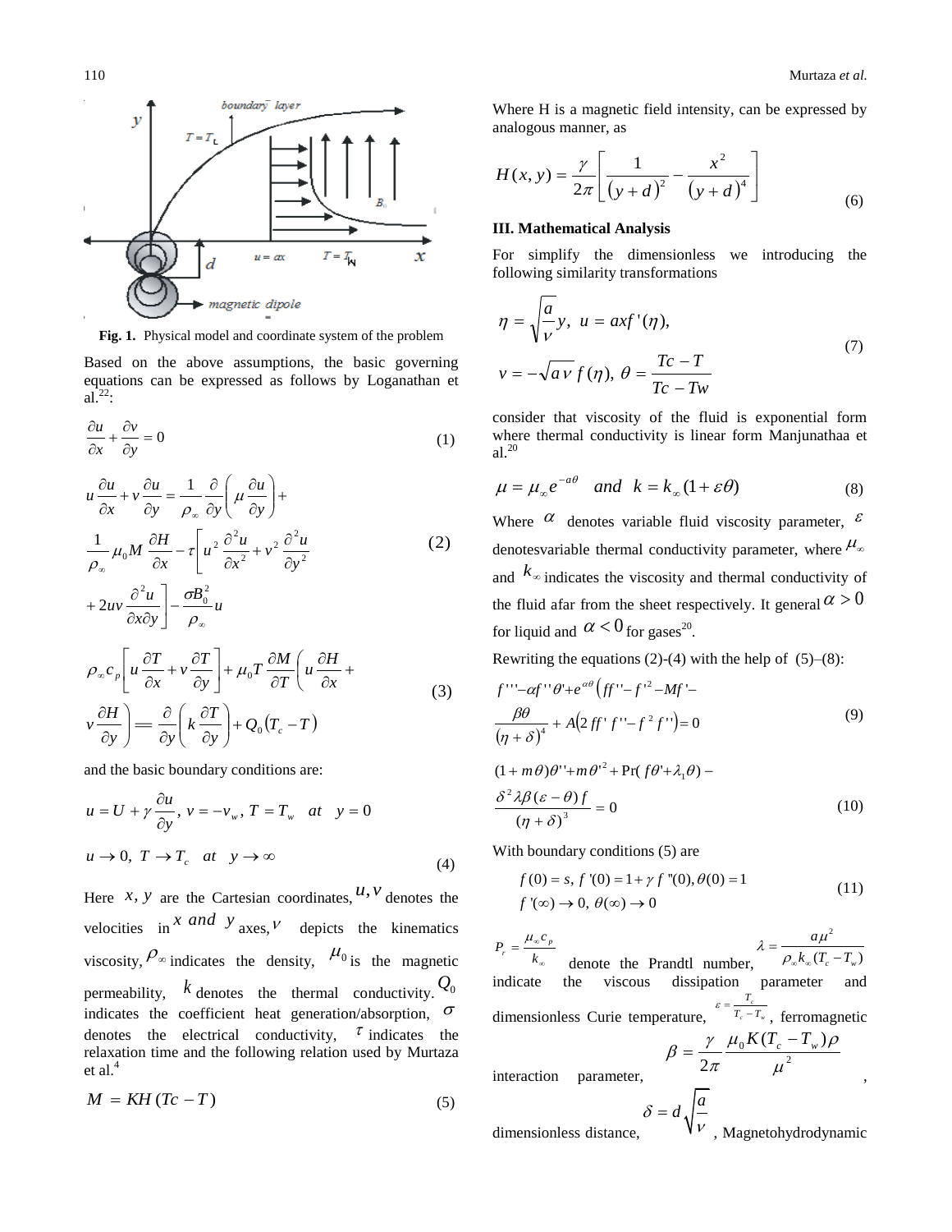**Fig. 1.** Physical model and coordinate system of the problem

Based on the above assumptions, the basic governing equations can be expressed as follows by Loganathan et al.[22]:

$$\frac{\partial u}{\partial x}+\frac{\partial v}{\partial y}=0 \tag{1}$$

$$u\frac{\partial u}{\partial x}+v\frac{\partial u}{\partial y}=\frac{1}{\rho_\infty}\frac{\partial}{\partial y}\left(\mu\frac{\partial u}{\partial y}\right)+\frac{1}{\rho_\infty}\mu_0 M\frac{\partial H}{\partial x}-\tau\left[u^2\frac{\partial^2 u}{\partial x^2}+v^2\frac{\partial^2 u}{\partial y^2}+2uv\frac{\partial^2 u}{\partial x\partial y}\right]-\frac{\sigma B_0^2}{\rho_\infty}u \tag{2}$$

$$\rho_\infty c_p\left[u\frac{\partial T}{\partial x}+v\frac{\partial T}{\partial y}\right]+\mu_0 T\frac{\partial M}{\partial T}\left(u\frac{\partial H}{\partial x}+v\frac{\partial H}{\partial y}\right)=\frac{\partial}{\partial y}\left(k\frac{\partial T}{\partial y}\right)+Q_0\left(T_c-T\right) \tag{3}$$

and the basic boundary conditions are:

$$u=U+\gamma\frac{\partial u}{\partial y},\ v=-v_w,\ T=T_w\quad at\quad y=0$$

$$u\to 0,\ T\to T_c\quad at\quad y\to\infty \tag{4}$$

Here $x, y$ are the Cartesian coordinates, $u, v$ denotes the velocities in $x$ *and* $y$ axes, $v$ depicts the kinematics viscosity, $\rho_\infty$ indicates the density, $\mu_0$ is the magnetic permeability, $k$ denotes the thermal conductivity. $Q_0$ indicates the coefficient heat generation/absorption, $\sigma$ denotes the electrical conductivity, $\tau$ indicates the relaxation time and the following relation used by Murtaza et al.[4]

$$M=KH\left(Tc-T\right) \tag{5}$$

Where H is a magnetic field intensity, can be expressed by analogous manner, as

$$H(x,y)=\frac{\gamma}{2\pi}\left[\frac{1}{\left(y+d\right)^2}-\frac{x^2}{\left(y+d\right)^4}\right] \tag{6}$$

### III. Mathematical Analysis

For simplify the dimensionless we introducing the following similarity transformations

$$\eta=\sqrt{\frac{a}{v}}y,\ u=axf'(\eta),$$
$$v=-\sqrt{av}\,f(\eta),\ \theta=\frac{Tc-T}{Tc-Tw} \tag{7}$$

consider that viscosity of the fluid is exponential form where thermal conductivity is linear form Manjunathaa et al.[20]

$$\mu=\mu_\infty e^{-a\theta}\quad and\quad k=k_\infty(1+\varepsilon\theta) \tag{8}$$

Where $\alpha$ denotes variable fluid viscosity parameter, $\varepsilon$ denotesvariable thermal conductivity parameter, where $\mu_\infty$ and $k_\infty$ indicates the viscosity and thermal conductivity of the fluid afar from the sheet respectively. It general $\alpha>0$ for liquid and $\alpha<0$ for gases[20].

Rewriting the equations (2)-(4) with the help of (5)–(8):

$$f'''-\alpha f''\theta'+e^{\alpha\theta}\left(ff''-f'^2-Mf'-\frac{\beta\theta}{(\eta+\delta)^4}+A\left(2ff'f''-f^2f''\right)\right)=0 \tag{9}$$

$$(1+m\theta)\theta''+m\theta'^2+\Pr(f\theta'+\lambda_1\theta)-\frac{\delta^2\lambda\beta(\varepsilon-\theta)f}{(\eta+\delta)^3}=0 \tag{10}$$

With boundary conditions (5) are

$$f(0)=s,\ f'(0)=1+\gamma f''(0),\theta(0)=1$$
$$f'(\infty)\to 0,\ \theta(\infty)\to 0 \tag{11}$$

$P_r=\frac{\mu_\infty c_p}{k_\infty}$ denote the Prandtl number, $\lambda=\frac{a\mu^2}{\rho_\infty k_\infty(T_c-T_w)}$ indicate the viscous dissipation parameter and dimensionless Curie temperature, $\varepsilon=\frac{T_c}{T_c-T_w}$, ferromagnetic interaction parameter, $\beta=\frac{\gamma}{2\pi}\frac{\mu_0 K(T_c-T_w)\rho}{\mu^2}$, dimensionless distance, $\delta=d\sqrt{\frac{a}{v}}$, Magnetohydrodynamic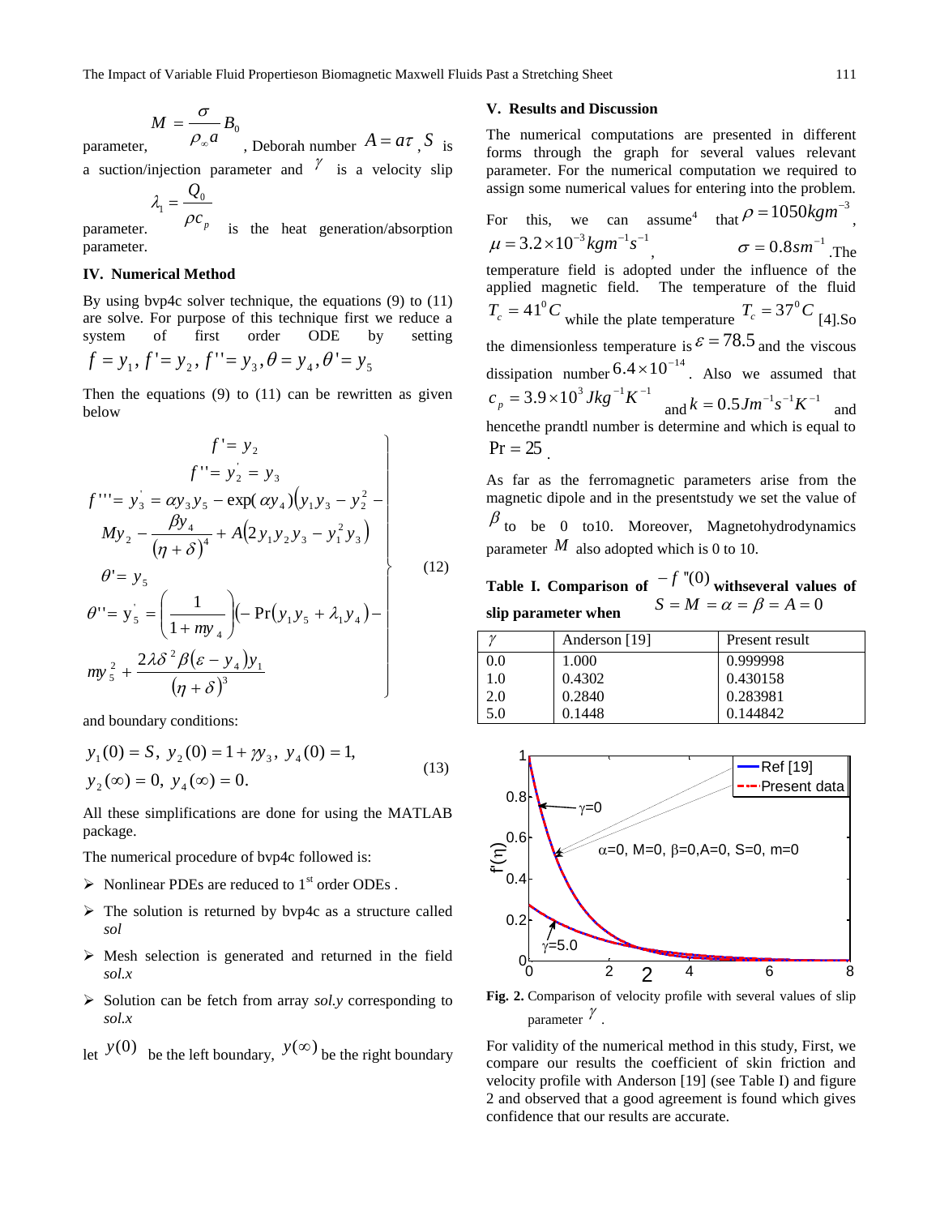parameter, $M = \frac{\sigma}{\rho_\infty a} B_0$, Deborah number $A = a\tau$, $S$ is a suction/injection parameter and $\gamma$ is a velocity slip parameter. $\lambda_1 = \frac{Q_0}{\rho c_p}$ is the heat generation/absorption parameter.

## IV. Numerical Method

By using bvp4c solver technique, the equations (9) to (11) are solve. For purpose of this technique first we reduce a system of first order ODE by setting

$$f = y_1, f' = y_2, f'' = y_3, \theta = y_4, \theta' = y_5$$

Then the equations (9) to (11) can be rewritten as given below

$$\left.\begin{aligned}
& f' = y_2 \\
& f'' = y_2' = y_3 \\
& f''' = y_3' = \alpha y_3 y_5 - \exp(\alpha y_4)\big(y_1 y_3 - y_2^2 - \\
& M y_2 - \frac{\beta y_4}{(\eta+\delta)^4} + A\left(2 y_1 y_2 y_3 - y_1^2 y_3\right) \\
& \theta' = y_5 \\
& \theta'' = y_5' = \left(\frac{1}{1+m y_4}\right)\big(-\Pr\left(y_1 y_5 + \lambda_1 y_4\right) - \\
& m y_5^2 + \frac{2\lambda\delta^2\beta(\varepsilon - y_4) y_1}{(\eta+\delta)^3}
\end{aligned}\right\} \tag{12}$$

and boundary conditions:

$$\begin{aligned}
& y_1(0) = S,\ y_2(0) = 1 + \gamma y_3,\ y_4(0) = 1, \\
& y_2(\infty) = 0,\ y_4(\infty) = 0.
\end{aligned} \tag{13}$$

All these simplifications are done for using the MATLAB package.

The numerical procedure of bvp4c followed is:

- Nonlinear PDEs are reduced to 1st order ODEs .
- The solution is returned by bvp4c as a structure called *sol*
- Mesh selection is generated and returned in the field *sol.x*
- Solution can be fetch from array *sol.y* corresponding to *sol.x*

let $y(0)$ be the left boundary, $y(\infty)$ be the right boundary

## V. Results and Discussion

The numerical computations are presented in different forms through the graph for several values relevant parameter. For the numerical computation we required to assign some numerical values for entering into the problem. For this, we can assume[4] that $\rho = 1050 kgm^{-3}$, $\mu = 3.2\times10^{-3} kgm^{-1}s^{-1}$, $\sigma = 0.8 sm^{-1}$. The temperature field is adopted under the influence of the applied magnetic field. The temperature of the fluid $T_c = 41^0 C$ while the plate temperature $T_c = 37^0 C$ [4]. So the dimensionless temperature is $\varepsilon = 78.5$ and the viscous dissipation number $6.4\times10^{-14}$. Also we assumed that $c_p = 3.9\times10^3 Jkg^{-1}K^{-1}$ and $k = 0.5 Jm^{-1}s^{-1}K^{-1}$ and hencethe prandtl number is determine and which is equal to $\Pr = 25$.

As far as the ferromagnetic parameters arise from the magnetic dipole and in the presentstudy we set the value of $\beta$ to be 0 to10. Moreover, Magnetohydrodynamics parameter $M$ also adopted which is 0 to 10.

**Table I. Comparison of $-f''(0)$ withseveral values of slip parameter when $S = M = \alpha = \beta = A = 0$**

| $\gamma$ | Anderson [19] | Present result |
|---|---|---|
| 0.0 | 1.000 | 0.999998 |
| 1.0 | 0.4302 | 0.430158 |
| 2.0 | 0.2840 | 0.283981 |
| 5.0 | 0.1448 | 0.144842 |

**Fig. 2.** Comparison of velocity profile with several values of slip parameter $\gamma$.

For validity of the numerical method in this study, First, we compare our results the coefficient of skin friction and velocity profile with Anderson [19] (see Table I) and figure 2 and observed that a good agreement is found which gives confidence that our results are accurate.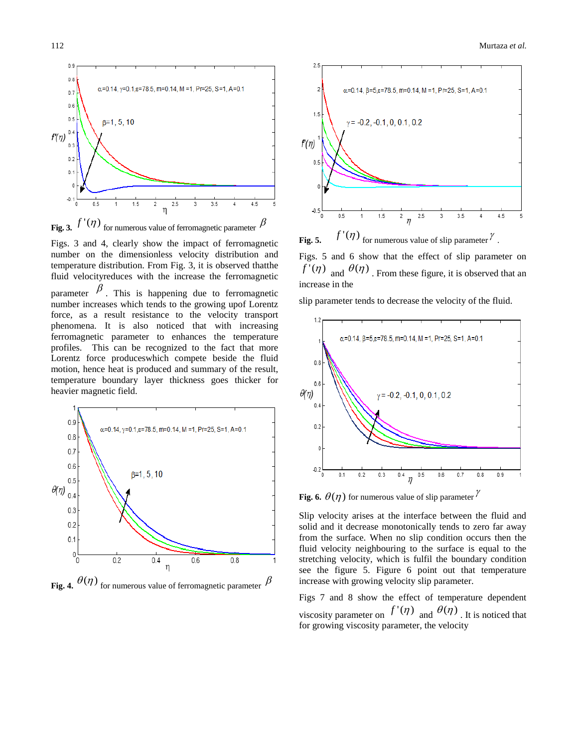Fig. 3. $f'(\eta)$ for numerous value of ferromagnetic parameter $\beta$

Figs. 3 and 4, clearly show the impact of ferromagnetic number on the dimensionless velocity distribution and temperature distribution. From Fig. 3, it is observed thatthe fluid velocityreduces with the increase the ferromagnetic parameter $\beta$. This is happening due to ferromagnetic number increases which tends to the growing upof Lorentz force, as a result resistance to the velocity transport phenomena. It is also noticed that with increasing ferromagnetic parameter to enhances the temperature profiles. This can be recognized to the fact that more Lorentz force produceswhich compete beside the fluid motion, hence heat is produced and summary of the result, temperature boundary layer thickness goes thicker for heavier magnetic field.

Fig. 4. $\theta(\eta)$ for numerous value of ferromagnetic parameter $\beta$

Fig. 5. $f'(\eta)$ for numerous value of slip parameter $\gamma$.

Figs. 5 and 6 show that the effect of slip parameter on $f'(\eta)$ and $\theta(\eta)$. From these figure, it is observed that an increase in the

slip parameter tends to decrease the velocity of the fluid.

Fig. 6. $\theta(\eta)$ for numerous value of slip parameter $\gamma$

Slip velocity arises at the interface between the fluid and solid and it decrease monotonically tends to zero far away from the surface. When no slip condition occurs then the fluid velocity neighbouring to the surface is equal to the stretching velocity, which is fulfil the boundary condition see the figure 5. Figure 6 point out that temperature increase with growing velocity slip parameter.

Figs 7 and 8 show the effect of temperature dependent viscosity parameter on $f'(\eta)$ and $\theta(\eta)$. It is noticed that for growing viscosity parameter, the velocity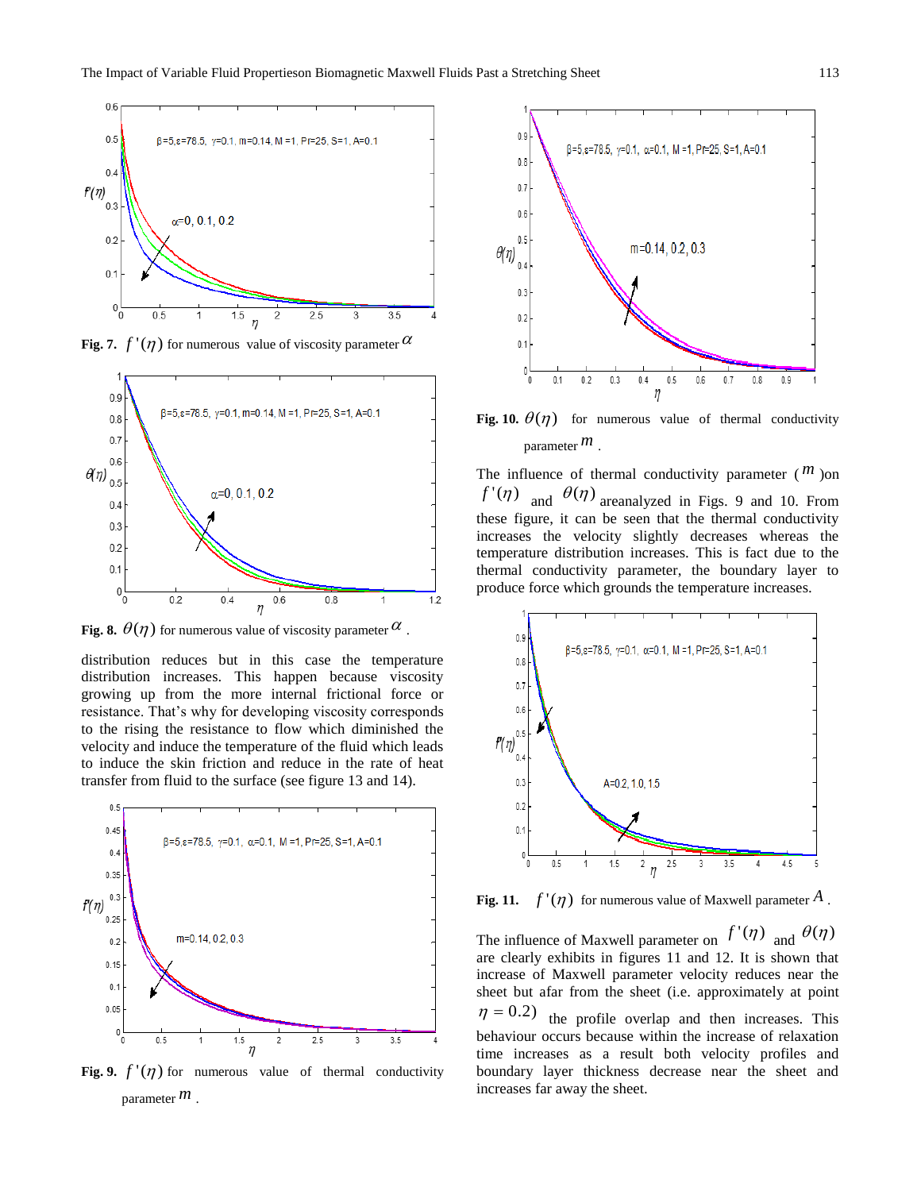Fig. 7. $f'(\eta)$ for numerous value of viscosity parameter $\alpha$

Fig. 8. $\theta(\eta)$ for numerous value of viscosity parameter $\alpha$.

distribution reduces but in this case the temperature distribution increases. This happen because viscosity growing up from the more internal frictional force or resistance. That's why for developing viscosity corresponds to the rising the resistance to flow which diminished the velocity and induce the temperature of the fluid which leads to induce the skin friction and reduce in the rate of heat transfer from fluid to the surface (see figure 13 and 14).

Fig. 9. $f'(\eta)$ for numerous value of thermal conductivity parameter $m$.

Fig. 10. $\theta(\eta)$ for numerous value of thermal conductivity parameter $m$.

The influence of thermal conductivity parameter ($m$)on $f'(\eta)$ and $\theta(\eta)$ areanalyzed in Figs. 9 and 10. From these figure, it can be seen that the thermal conductivity increases the velocity slightly decreases whereas the temperature distribution increases. This is fact due to the thermal conductivity parameter, the boundary layer to produce force which grounds the temperature increases.

Fig. 11. $f'(\eta)$ for numerous value of Maxwell parameter $A$.

The influence of Maxwell parameter on $f'(\eta)$ and $\theta(\eta)$ are clearly exhibits in figures 11 and 12. It is shown that increase of Maxwell parameter velocity reduces near the sheet but afar from the sheet (i.e. approximately at point $\eta = 0.2$) the profile overlap and then increases. This behaviour occurs because within the increase of relaxation time increases as a result both velocity profiles and boundary layer thickness decrease near the sheet and increases far away the sheet.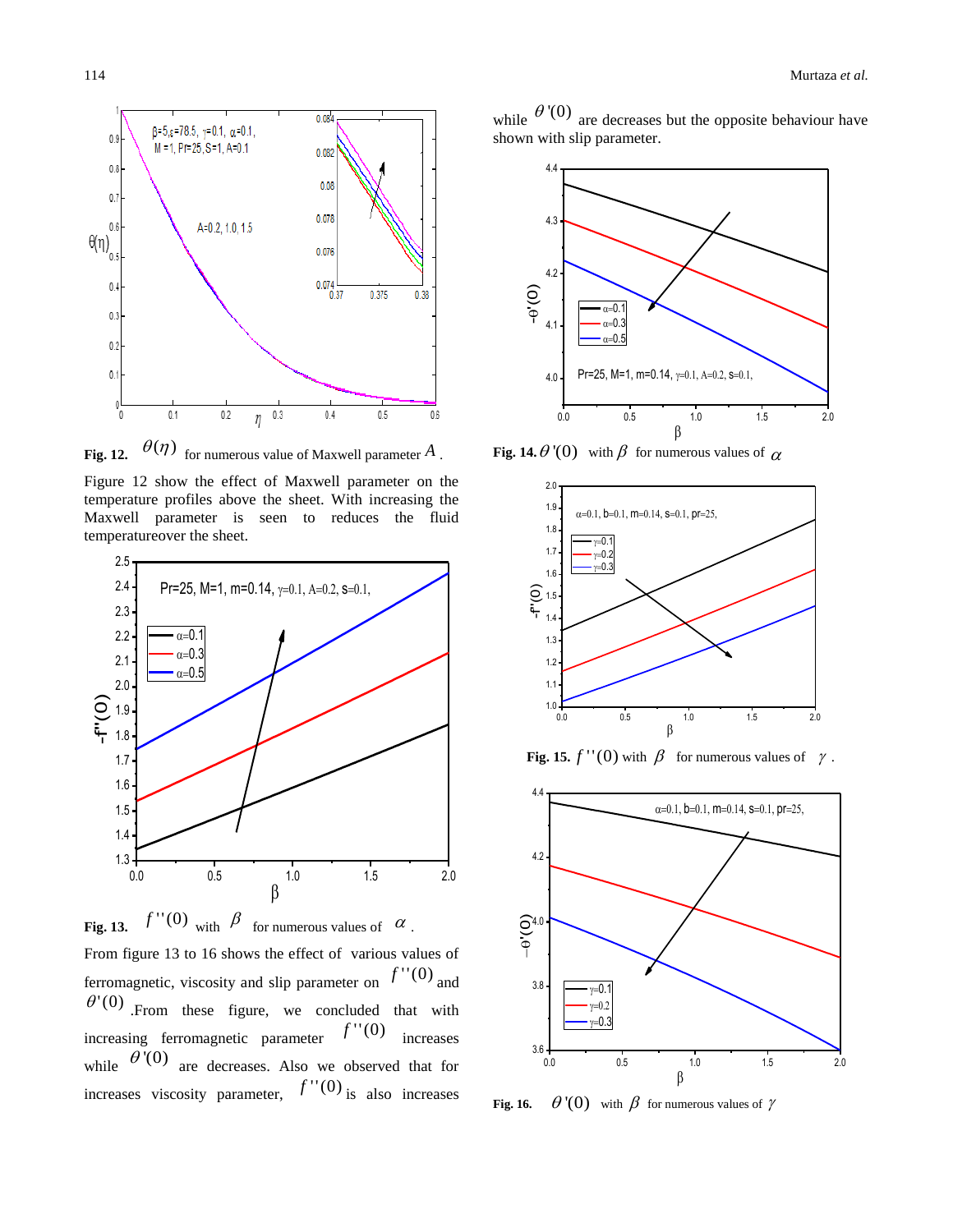**Fig. 12.** $\theta(\eta)$ for numerous value of Maxwell parameter $A$ .

Figure 12 show the effect of Maxwell parameter on the temperature profiles above the sheet. With increasing the Maxwell parameter is seen to reduces the fluid temperatureover the sheet.

**Fig. 13.** $f''(0)$ with $\beta$ for numerous values of $\alpha$ .

From figure 13 to 16 shows the effect of various values of ferromagnetic, viscosity and slip parameter on $f''(0)$ and $\theta'(0)$ .From these figure, we concluded that with increasing ferromagnetic parameter $f''(0)$ increases while $\theta'(0)$ are decreases. Also we observed that for increases viscosity parameter, $f''(0)$ is also increases while $\theta'(0)$ are decreases but the opposite behaviour have shown with slip parameter.

**Fig. 14.** $\theta'(0)$ with $\beta$ for numerous values of $\alpha$

**Fig. 15.** $f''(0)$ with $\beta$ for numerous values of $\gamma$ .

**Fig. 16.** $\theta'(0)$ with $\beta$ for numerous values of $\gamma$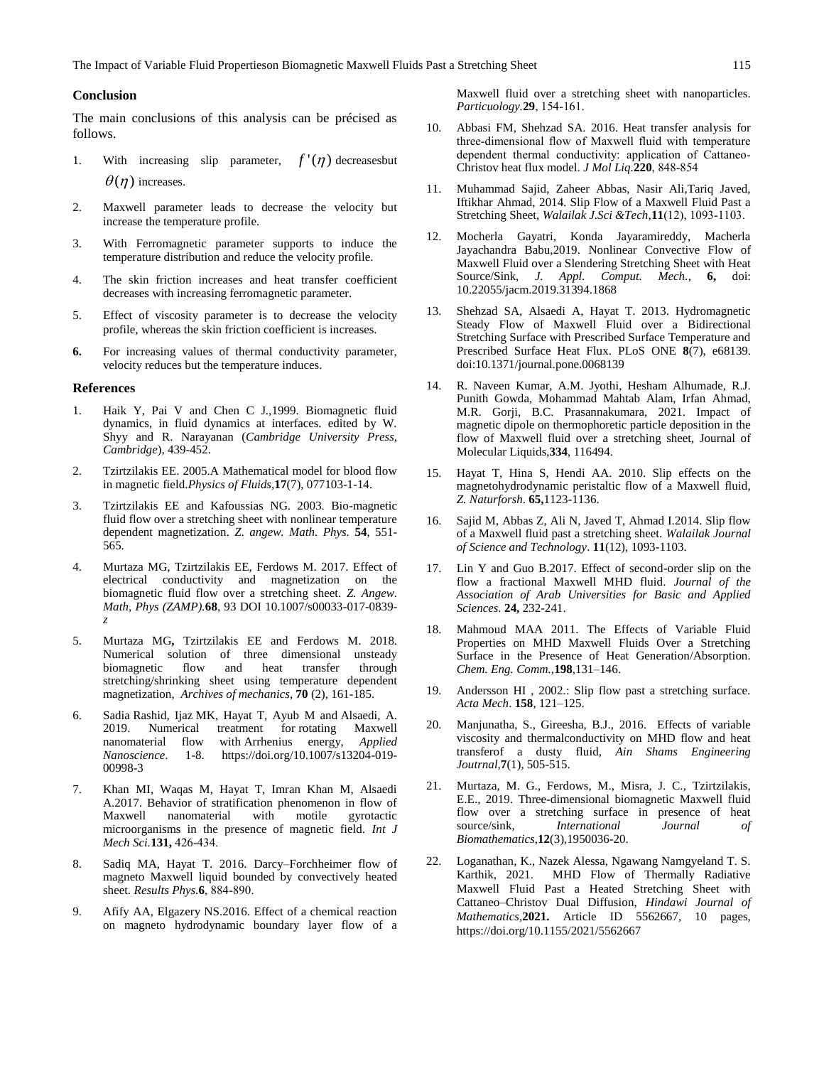## Conclusion

The main conclusions of this analysis can be précised as follows.

1. With increasing slip parameter, $f'(\eta)$ decreasesbut $\theta(\eta)$ increases.
2. Maxwell parameter leads to decrease the velocity but increase the temperature profile.
3. With Ferromagnetic parameter supports to induce the temperature distribution and reduce the velocity profile.
4. The skin friction increases and heat transfer coefficient decreases with increasing ferromagnetic parameter.
5. Effect of viscosity parameter is to decrease the velocity profile, whereas the skin friction coefficient is increases.
6. For increasing values of thermal conductivity parameter, velocity reduces but the temperature induces.

## References

1. Haik Y, Pai V and Chen C J.,1999. Biomagnetic fluid dynamics, in fluid dynamics at interfaces. edited by W. Shyy and R. Narayanan (*Cambridge University Press, Cambridge*), 439-452.
2. Tzirtzilakis EE. 2005.A Mathematical model for blood flow in magnetic field.*Physics of Fluids*,**17**(7), 077103-1-14.
3. Tzirtzilakis EE and Kafoussias NG. 2003. Bio-magnetic fluid flow over a stretching sheet with nonlinear temperature dependent magnetization. *Z. angew. Math. Phys.* **54**, 551-565.
4. Murtaza MG, Tzirtzilakis EE, Ferdows M. 2017. Effect of electrical conductivity and magnetization on the biomagnetic fluid flow over a stretching sheet. *Z. Angew. Math, Phys (ZAMP).***68**, 93 DOI 10.1007/s00033-017-0839-z
5. Murtaza MG**,** Tzirtzilakis EE and Ferdows M. 2018. Numerical solution of three dimensional unsteady biomagnetic flow and heat transfer through stretching/shrinking sheet using temperature dependent magnetization, *Archives of mechanics*, **70** (2), 161-185.
6. Sadia Rashid, Ijaz MK, Hayat T, Ayub M and Alsaedi, A. 2019. Numerical treatment for rotating Maxwell nanomaterial flow with Arrhenius energy, *Applied Nanoscience*. 1-8. https://doi.org/10.1007/s13204-019-00998-3
7. Khan MI, Waqas M, Hayat T, Imran Khan M, Alsaedi A.2017. Behavior of stratification phenomenon in flow of Maxwell nanomaterial with motile gyrotactic microorganisms in the presence of magnetic field. *Int J Mech Sci.***131,** 426-434.
8. Sadiq MA, Hayat T. 2016. Darcy–Forchheimer flow of magneto Maxwell liquid bounded by convectively heated sheet. *Results Phys.***6**, 884-890.
9. Afify AA, Elgazery NS.2016. Effect of a chemical reaction on magneto hydrodynamic boundary layer flow of a Maxwell fluid over a stretching sheet with nanoparticles. *Particuology.***29**, 154-161.
10. Abbasi FM, Shehzad SA. 2016. Heat transfer analysis for three-dimensional flow of Maxwell fluid with temperature dependent thermal conductivity: application of Cattaneo-Christov heat flux model. *J Mol Liq.***220**, 848-854
11. Muhammad Sajid, Zaheer Abbas, Nasir Ali,Tariq Javed, Iftikhar Ahmad, 2014. Slip Flow of a Maxwell Fluid Past a Stretching Sheet, *Walailak J.Sci &Tech*,**11**(12), 1093-1103.
12. Mocherla Gayatri, Konda Jayaramireddy, Macherla Jayachandra Babu,2019. Nonlinear Convective Flow of Maxwell Fluid over a Slendering Stretching Sheet with Heat Source/Sink, *J. Appl. Comput. Mech.*, **6,** doi: 10.22055/jacm.2019.31394.1868
13. Shehzad SA, Alsaedi A, Hayat T. 2013. Hydromagnetic Steady Flow of Maxwell Fluid over a Bidirectional Stretching Surface with Prescribed Surface Temperature and Prescribed Surface Heat Flux. PLoS ONE **8**(7), e68139. doi:10.1371/journal.pone.0068139
14. R. Naveen Kumar, A.M. Jyothi, Hesham Alhumade, R.J. Punith Gowda, Mohammad Mahtab Alam, Irfan Ahmad, M.R. Gorji, B.C. Prasannakumara, 2021. Impact of magnetic dipole on thermophoretic particle deposition in the flow of Maxwell fluid over a stretching sheet, Journal of Molecular Liquids,**334**, 116494.
15. Hayat T, Hina S, Hendi AA. 2010. Slip effects on the magnetohydrodynamic peristaltic flow of a Maxwell fluid, *Z. Naturforsh*. **65,**1123-1136.
16. Sajid M, Abbas Z, Ali N, Javed T, Ahmad I.2014. Slip flow of a Maxwell fluid past a stretching sheet. *Walailak Journal of Science and Technology*. **11**(12), 1093-1103.
17. Lin Y and Guo B.2017. Effect of second-order slip on the flow a fractional Maxwell MHD fluid. *Journal of the Association of Arab Universities for Basic and Applied Sciences*. **24,** 232-241.
18. Mahmoud MAA 2011. The Effects of Variable Fluid Properties on MHD Maxwell Fluids Over a Stretching Surface in the Presence of Heat Generation/Absorption. *Chem. Eng. Comm.*,**198**,131–146.
19. Andersson HI , 2002.: Slip flow past a stretching surface. *Acta Mech*. **158**, 121–125.
20. Manjunatha, S., Gireesha, B.J., 2016. Effects of variable viscosity and thermalconductivity on MHD flow and heat transferof a dusty fluid, *Ain Shams Engineering Joutrnal*,**7**(1), 505-515.
21. Murtaza, M. G., Ferdows, M., Misra, J. C., Tzirtzilakis, E.E., 2019. Three-dimensional biomagnetic Maxwell fluid flow over a stretching surface in presence of heat source/sink, *International Journal of Biomathematics*,**12**(3),1950036-20.
22. Loganathan, K., Nazek Alessa, Ngawang Namgyeland T. S. Karthik, 2021. MHD Flow of Thermally Radiative Maxwell Fluid Past a Heated Stretching Sheet with Cattaneo–Christov Dual Diffusion, *Hindawi Journal of Mathematics*,**2021.** Article ID 5562667, 10 pages, https://doi.org/10.1155/2021/5562667